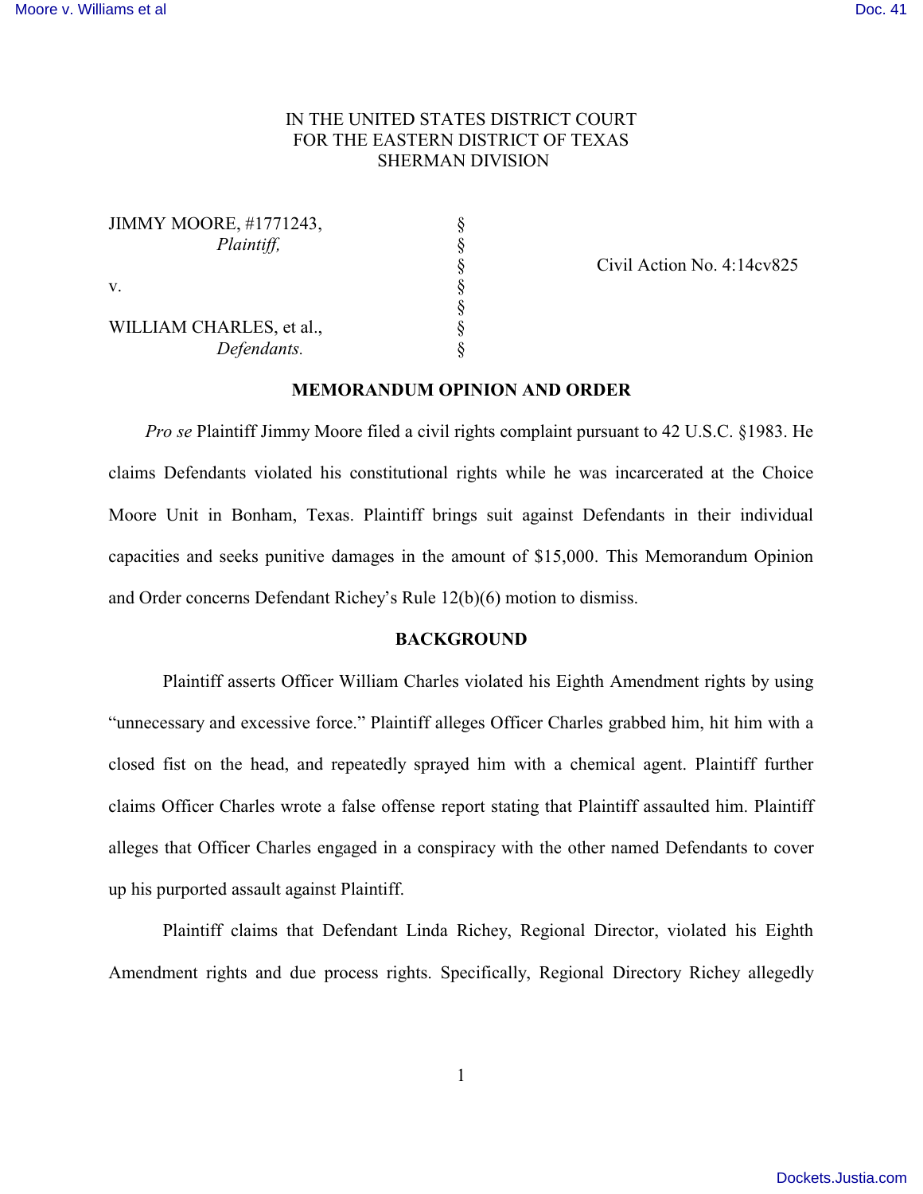IN THE UNITED STATES DISTRICT COURT
FOR THE EASTERN DISTRICT OF TEXAS
SHERMAN DIVISION

| | | |
|---|---|---|
| JIMMY MOORE, #1771243, *Plaintiff,* | § | |
| | § | Civil Action No. 4:14cv825 |
| v. | § | |
| | § | |
| WILLIAM CHARLES, et al., *Defendants.* | § | |

**MEMORANDUM OPINION AND ORDER**

*Pro se* Plaintiff Jimmy Moore filed a civil rights complaint pursuant to 42 U.S.C. §1983. He claims Defendants violated his constitutional rights while he was incarcerated at the Choice Moore Unit in Bonham, Texas. Plaintiff brings suit against Defendants in their individual capacities and seeks punitive damages in the amount of $15,000. This Memorandum Opinion and Order concerns Defendant Richey's Rule 12(b)(6) motion to dismiss.

**BACKGROUND**

Plaintiff asserts Officer William Charles violated his Eighth Amendment rights by using "unnecessary and excessive force." Plaintiff alleges Officer Charles grabbed him, hit him with a closed fist on the head, and repeatedly sprayed him with a chemical agent. Plaintiff further claims Officer Charles wrote a false offense report stating that Plaintiff assaulted him. Plaintiff alleges that Officer Charles engaged in a conspiracy with the other named Defendants to cover up his purported assault against Plaintiff.

Plaintiff claims that Defendant Linda Richey, Regional Director, violated his Eighth Amendment rights and due process rights. Specifically, Regional Directory Richey allegedly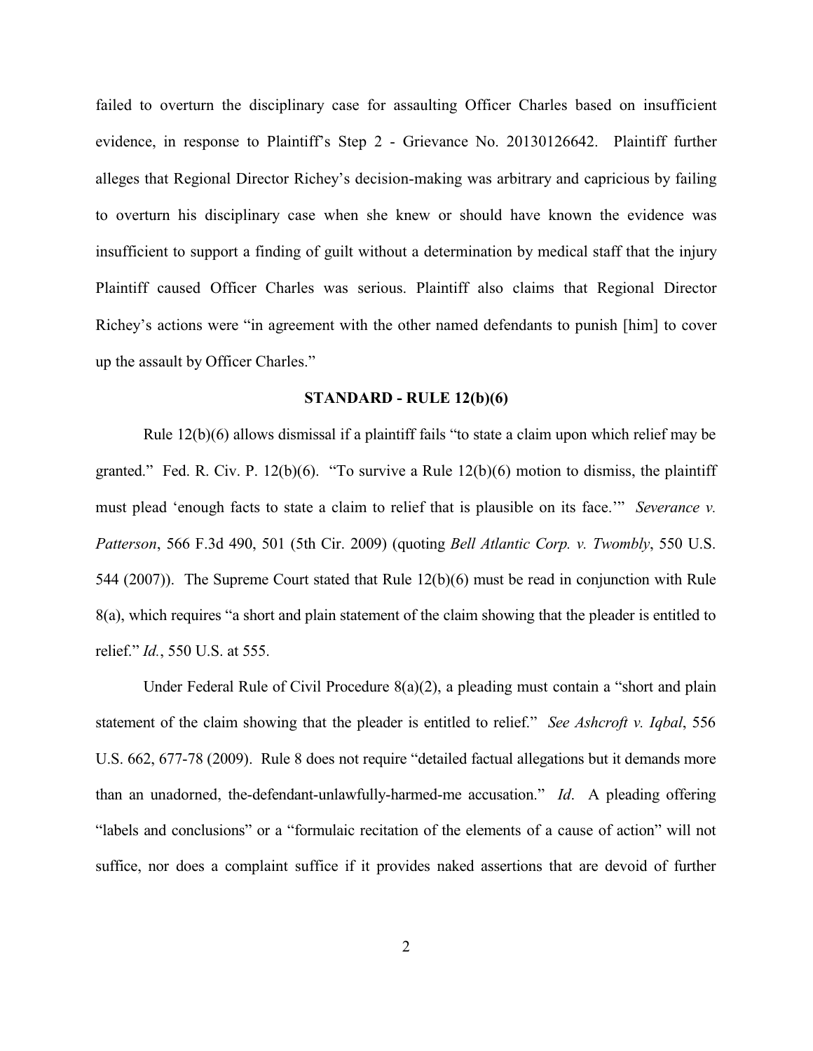failed to overturn the disciplinary case for assaulting Officer Charles based on insufficient evidence, in response to Plaintiff's Step 2 - Grievance No. 20130126642. Plaintiff further alleges that Regional Director Richey's decision-making was arbitrary and capricious by failing to overturn his disciplinary case when she knew or should have known the evidence was insufficient to support a finding of guilt without a determination by medical staff that the injury Plaintiff caused Officer Charles was serious. Plaintiff also claims that Regional Director Richey's actions were "in agreement with the other named defendants to punish [him] to cover up the assault by Officer Charles."

## STANDARD - RULE 12(b)(6)

Rule 12(b)(6) allows dismissal if a plaintiff fails "to state a claim upon which relief may be granted." Fed. R. Civ. P. 12(b)(6). "To survive a Rule 12(b)(6) motion to dismiss, the plaintiff must plead 'enough facts to state a claim to relief that is plausible on its face.'" *Severance v. Patterson*, 566 F.3d 490, 501 (5th Cir. 2009) (quoting *Bell Atlantic Corp. v. Twombly*, 550 U.S. 544 (2007)). The Supreme Court stated that Rule 12(b)(6) must be read in conjunction with Rule 8(a), which requires "a short and plain statement of the claim showing that the pleader is entitled to relief." *Id.*, 550 U.S. at 555.

Under Federal Rule of Civil Procedure 8(a)(2), a pleading must contain a "short and plain statement of the claim showing that the pleader is entitled to relief." *See Ashcroft v. Iqbal*, 556 U.S. 662, 677-78 (2009). Rule 8 does not require "detailed factual allegations but it demands more than an unadorned, the-defendant-unlawfully-harmed-me accusation." *Id*. A pleading offering "labels and conclusions" or a "formulaic recitation of the elements of a cause of action" will not suffice, nor does a complaint suffice if it provides naked assertions that are devoid of further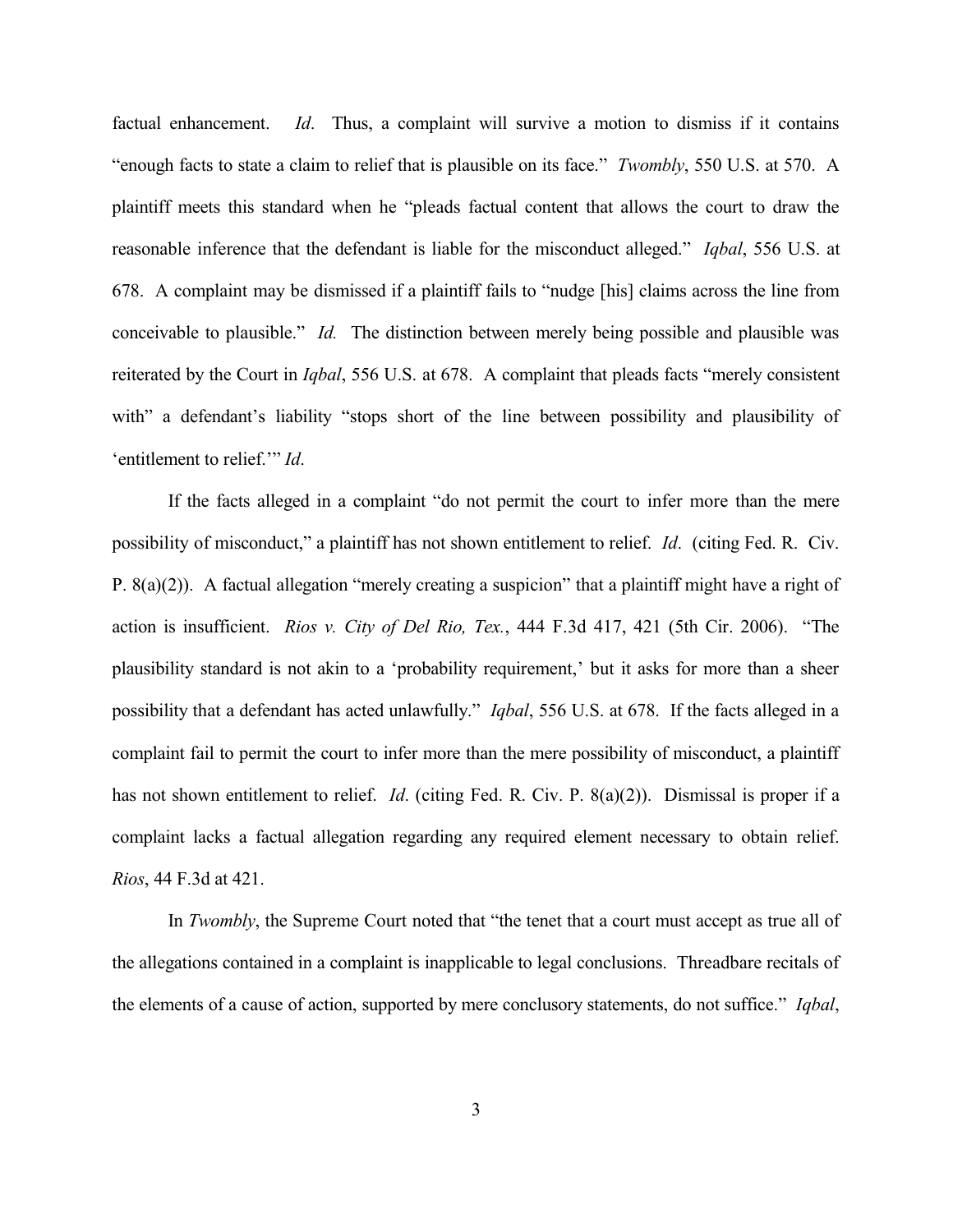factual enhancement. *Id*. Thus, a complaint will survive a motion to dismiss if it contains "enough facts to state a claim to relief that is plausible on its face." *Twombly*, 550 U.S. at 570. A plaintiff meets this standard when he "pleads factual content that allows the court to draw the reasonable inference that the defendant is liable for the misconduct alleged." *Iqbal*, 556 U.S. at 678. A complaint may be dismissed if a plaintiff fails to "nudge [his] claims across the line from conceivable to plausible." *Id.* The distinction between merely being possible and plausible was reiterated by the Court in *Iqbal*, 556 U.S. at 678. A complaint that pleads facts "merely consistent with" a defendant's liability "stops short of the line between possibility and plausibility of 'entitlement to relief.'" *Id*.

If the facts alleged in a complaint "do not permit the court to infer more than the mere possibility of misconduct," a plaintiff has not shown entitlement to relief. *Id*. (citing Fed. R. Civ. P. 8(a)(2)). A factual allegation "merely creating a suspicion" that a plaintiff might have a right of action is insufficient. *Rios v. City of Del Rio, Tex.*, 444 F.3d 417, 421 (5th Cir. 2006). "The plausibility standard is not akin to a 'probability requirement,' but it asks for more than a sheer possibility that a defendant has acted unlawfully." *Iqbal*, 556 U.S. at 678. If the facts alleged in a complaint fail to permit the court to infer more than the mere possibility of misconduct, a plaintiff has not shown entitlement to relief. *Id*. (citing Fed. R. Civ. P. 8(a)(2)). Dismissal is proper if a complaint lacks a factual allegation regarding any required element necessary to obtain relief. *Rios*, 44 F.3d at 421.

In *Twombly*, the Supreme Court noted that "the tenet that a court must accept as true all of the allegations contained in a complaint is inapplicable to legal conclusions. Threadbare recitals of the elements of a cause of action, supported by mere conclusory statements, do not suffice." *Iqbal*,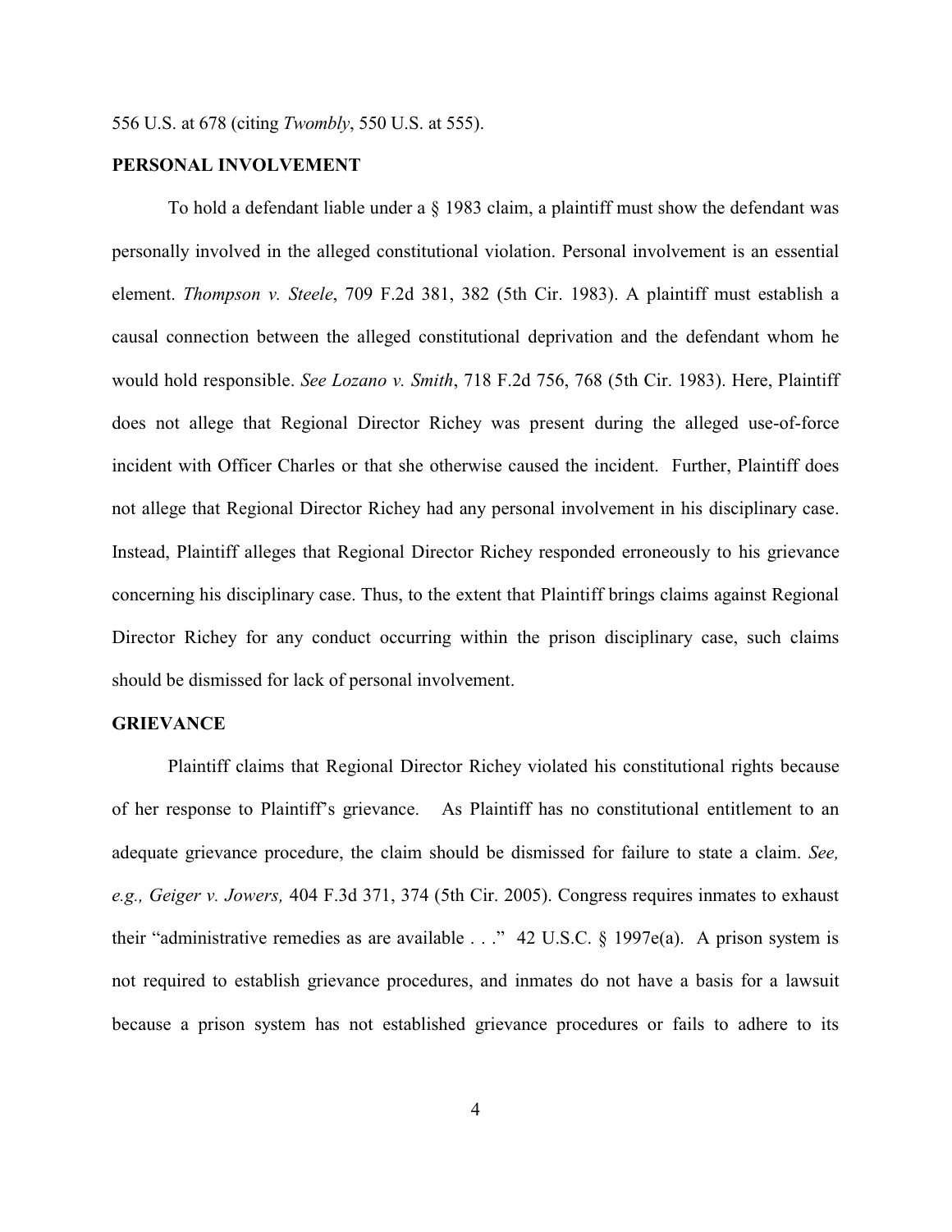556 U.S. at 678 (citing *Twombly*, 550 U.S. at 555).

**PERSONAL INVOLVEMENT**

To hold a defendant liable under a § 1983 claim, a plaintiff must show the defendant was personally involved in the alleged constitutional violation. Personal involvement is an essential element. *Thompson v. Steele*, 709 F.2d 381, 382 (5th Cir. 1983). A plaintiff must establish a causal connection between the alleged constitutional deprivation and the defendant whom he would hold responsible. *See Lozano v. Smith*, 718 F.2d 756, 768 (5th Cir. 1983). Here, Plaintiff does not allege that Regional Director Richey was present during the alleged use-of-force incident with Officer Charles or that she otherwise caused the incident. Further, Plaintiff does not allege that Regional Director Richey had any personal involvement in his disciplinary case. Instead, Plaintiff alleges that Regional Director Richey responded erroneously to his grievance concerning his disciplinary case. Thus, to the extent that Plaintiff brings claims against Regional Director Richey for any conduct occurring within the prison disciplinary case, such claims should be dismissed for lack of personal involvement.

**GRIEVANCE**

Plaintiff claims that Regional Director Richey violated his constitutional rights because of her response to Plaintiff's grievance. As Plaintiff has no constitutional entitlement to an adequate grievance procedure, the claim should be dismissed for failure to state a claim. *See, e.g., Geiger v. Jowers,* 404 F.3d 371, 374 (5th Cir. 2005). Congress requires inmates to exhaust their "administrative remedies as are available . . ." 42 U.S.C. § 1997e(a). A prison system is not required to establish grievance procedures, and inmates do not have a basis for a lawsuit because a prison system has not established grievance procedures or fails to adhere to its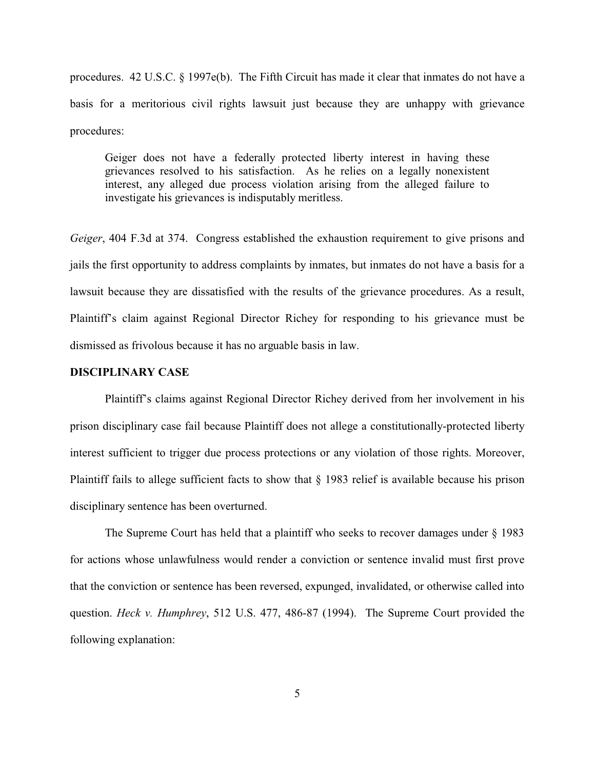procedures. 42 U.S.C. § 1997e(b). The Fifth Circuit has made it clear that inmates do not have a basis for a meritorious civil rights lawsuit just because they are unhappy with grievance procedures:

> Geiger does not have a federally protected liberty interest in having these grievances resolved to his satisfaction. As he relies on a legally nonexistent interest, any alleged due process violation arising from the alleged failure to investigate his grievances is indisputably meritless.

*Geiger*, 404 F.3d at 374. Congress established the exhaustion requirement to give prisons and jails the first opportunity to address complaints by inmates, but inmates do not have a basis for a lawsuit because they are dissatisfied with the results of the grievance procedures. As a result, Plaintiff's claim against Regional Director Richey for responding to his grievance must be dismissed as frivolous because it has no arguable basis in law.

**DISCIPLINARY CASE**

Plaintiff's claims against Regional Director Richey derived from her involvement in his prison disciplinary case fail because Plaintiff does not allege a constitutionally-protected liberty interest sufficient to trigger due process protections or any violation of those rights. Moreover, Plaintiff fails to allege sufficient facts to show that § 1983 relief is available because his prison disciplinary sentence has been overturned.

The Supreme Court has held that a plaintiff who seeks to recover damages under § 1983 for actions whose unlawfulness would render a conviction or sentence invalid must first prove that the conviction or sentence has been reversed, expunged, invalidated, or otherwise called into question. *Heck v. Humphrey*, 512 U.S. 477, 486-87 (1994). The Supreme Court provided the following explanation: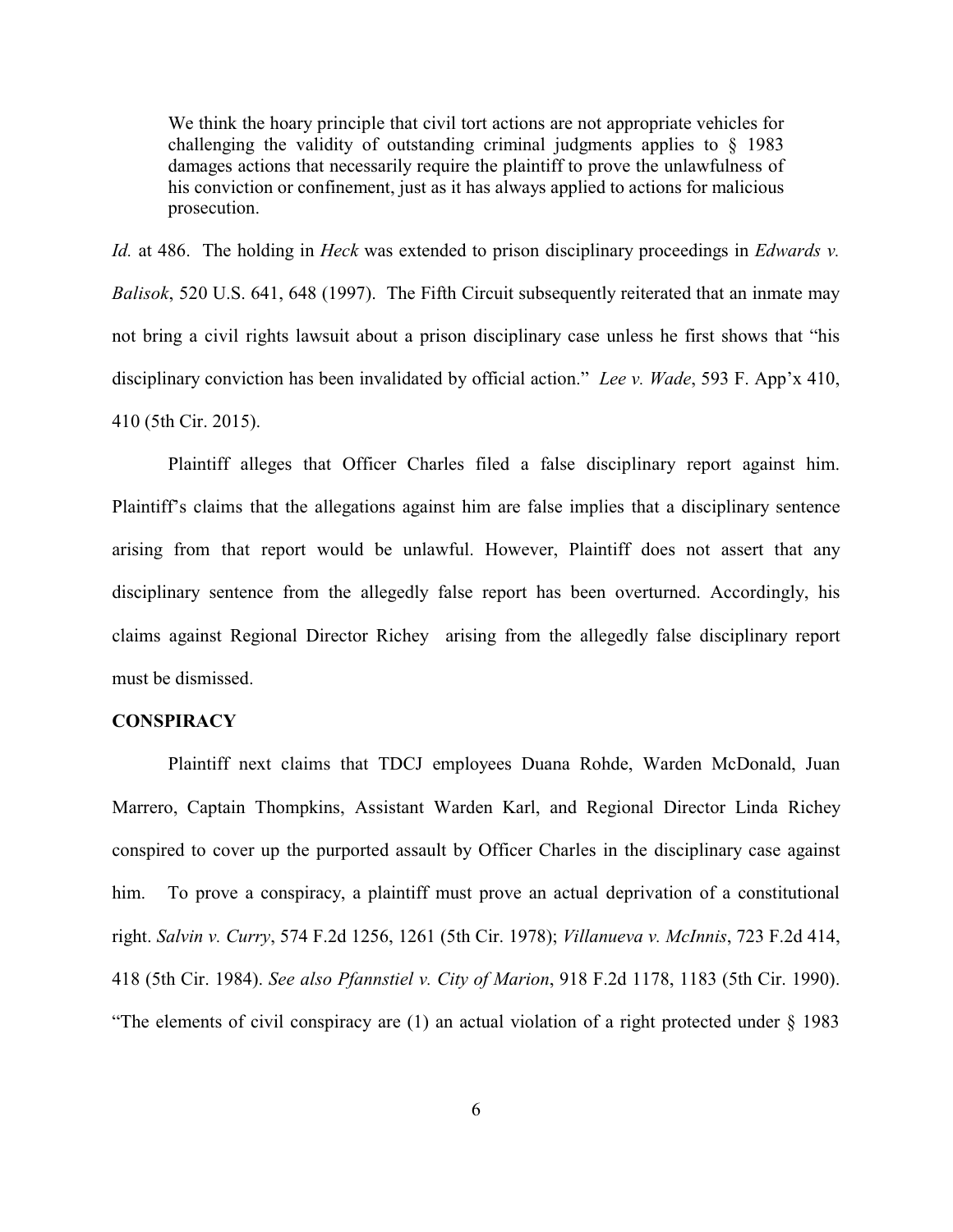> We think the hoary principle that civil tort actions are not appropriate vehicles for challenging the validity of outstanding criminal judgments applies to § 1983 damages actions that necessarily require the plaintiff to prove the unlawfulness of his conviction or confinement, just as it has always applied to actions for malicious prosecution.

*Id.* at 486. The holding in *Heck* was extended to prison disciplinary proceedings in *Edwards v. Balisok*, 520 U.S. 641, 648 (1997). The Fifth Circuit subsequently reiterated that an inmate may not bring a civil rights lawsuit about a prison disciplinary case unless he first shows that "his disciplinary conviction has been invalidated by official action." *Lee v. Wade*, 593 F. App'x 410, 410 (5th Cir. 2015).

Plaintiff alleges that Officer Charles filed a false disciplinary report against him. Plaintiff's claims that the allegations against him are false implies that a disciplinary sentence arising from that report would be unlawful. However, Plaintiff does not assert that any disciplinary sentence from the allegedly false report has been overturned. Accordingly, his claims against Regional Director Richey arising from the allegedly false disciplinary report must be dismissed.

**CONSPIRACY**

Plaintiff next claims that TDCJ employees Duana Rohde, Warden McDonald, Juan Marrero, Captain Thompkins, Assistant Warden Karl, and Regional Director Linda Richey conspired to cover up the purported assault by Officer Charles in the disciplinary case against him. To prove a conspiracy, a plaintiff must prove an actual deprivation of a constitutional right. *Salvin v. Curry*, 574 F.2d 1256, 1261 (5th Cir. 1978); *Villanueva v. McInnis*, 723 F.2d 414, 418 (5th Cir. 1984). *See also Pfannstiel v. City of Marion*, 918 F.2d 1178, 1183 (5th Cir. 1990). "The elements of civil conspiracy are (1) an actual violation of a right protected under § 1983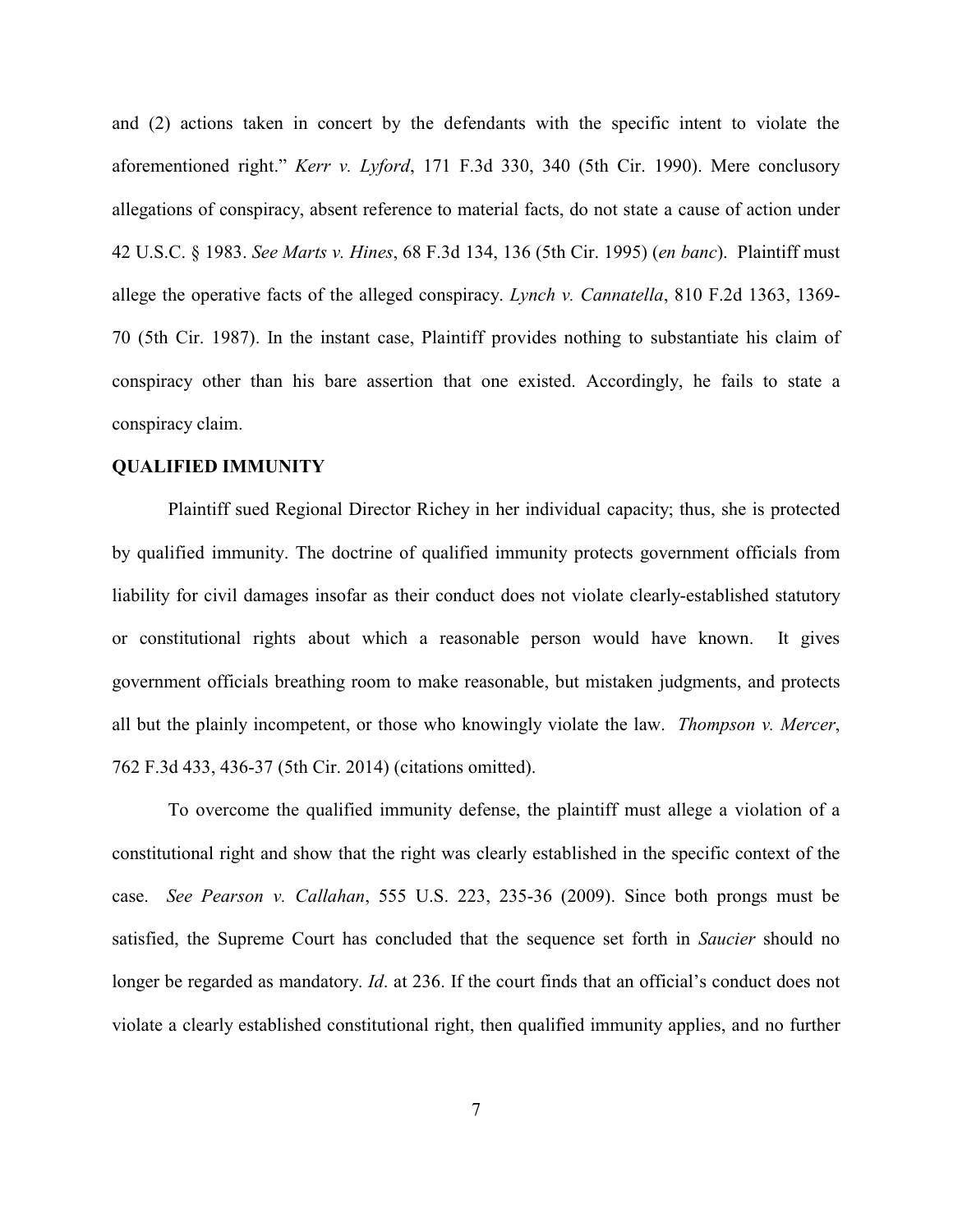and (2) actions taken in concert by the defendants with the specific intent to violate the aforementioned right." *Kerr v. Lyford*, 171 F.3d 330, 340 (5th Cir. 1990). Mere conclusory allegations of conspiracy, absent reference to material facts, do not state a cause of action under 42 U.S.C. § 1983. *See Marts v. Hines*, 68 F.3d 134, 136 (5th Cir. 1995) (*en banc*). Plaintiff must allege the operative facts of the alleged conspiracy. *Lynch v. Cannatella*, 810 F.2d 1363, 1369-70 (5th Cir. 1987). In the instant case, Plaintiff provides nothing to substantiate his claim of conspiracy other than his bare assertion that one existed. Accordingly, he fails to state a conspiracy claim.

**QUALIFIED IMMUNITY**

Plaintiff sued Regional Director Richey in her individual capacity; thus, she is protected by qualified immunity. The doctrine of qualified immunity protects government officials from liability for civil damages insofar as their conduct does not violate clearly-established statutory or constitutional rights about which a reasonable person would have known. It gives government officials breathing room to make reasonable, but mistaken judgments, and protects all but the plainly incompetent, or those who knowingly violate the law. *Thompson v. Mercer*, 762 F.3d 433, 436-37 (5th Cir. 2014) (citations omitted).

To overcome the qualified immunity defense, the plaintiff must allege a violation of a constitutional right and show that the right was clearly established in the specific context of the case. *See Pearson v. Callahan*, 555 U.S. 223, 235-36 (2009). Since both prongs must be satisfied, the Supreme Court has concluded that the sequence set forth in *Saucier* should no longer be regarded as mandatory. *Id*. at 236. If the court finds that an official's conduct does not violate a clearly established constitutional right, then qualified immunity applies, and no further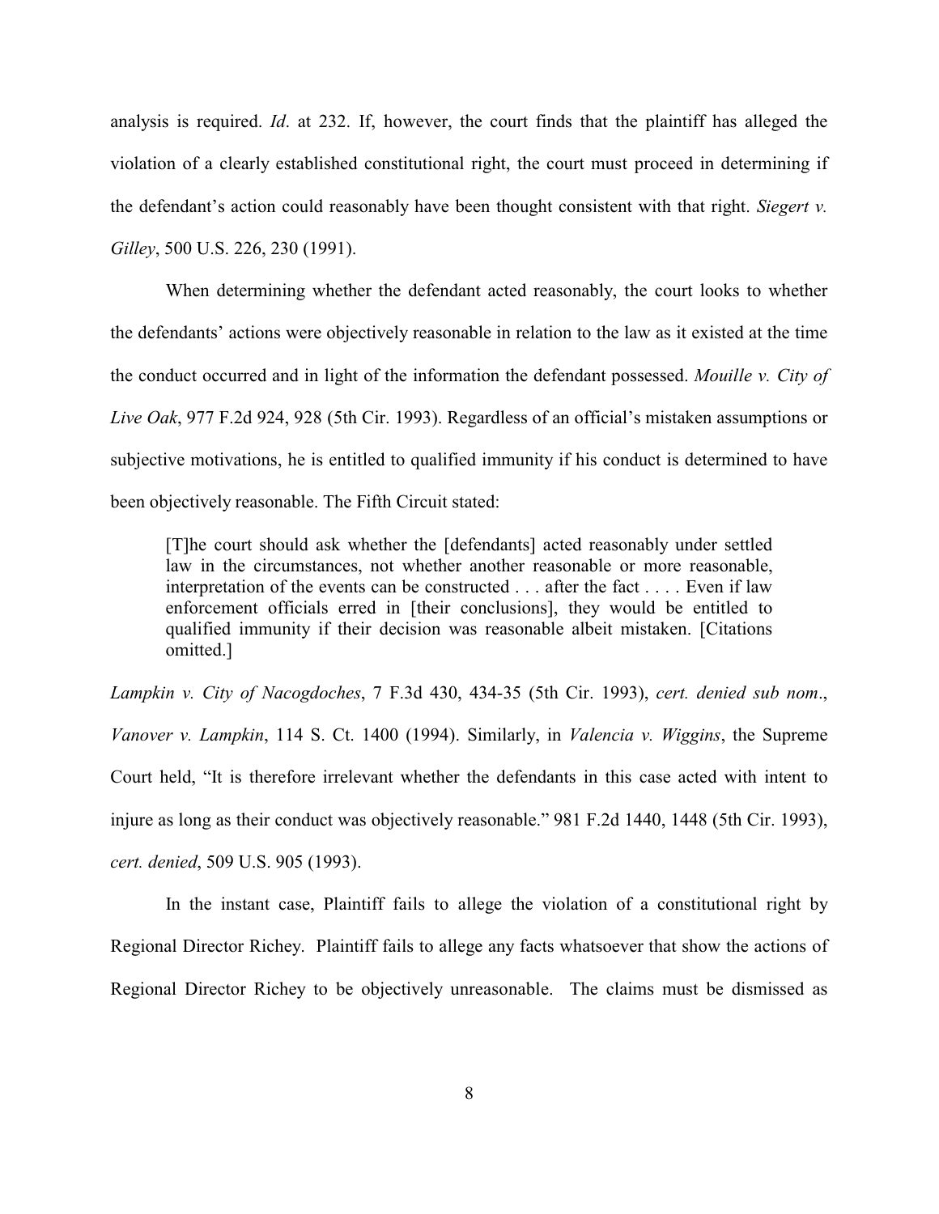analysis is required. *Id*. at 232. If, however, the court finds that the plaintiff has alleged the violation of a clearly established constitutional right, the court must proceed in determining if the defendant's action could reasonably have been thought consistent with that right. *Siegert v. Gilley*, 500 U.S. 226, 230 (1991).

When determining whether the defendant acted reasonably, the court looks to whether the defendants' actions were objectively reasonable in relation to the law as it existed at the time the conduct occurred and in light of the information the defendant possessed. *Mouille v. City of Live Oak*, 977 F.2d 924, 928 (5th Cir. 1993). Regardless of an official's mistaken assumptions or subjective motivations, he is entitled to qualified immunity if his conduct is determined to have been objectively reasonable. The Fifth Circuit stated:

> [T]he court should ask whether the [defendants] acted reasonably under settled law in the circumstances, not whether another reasonable or more reasonable, interpretation of the events can be constructed . . . after the fact . . . . Even if law enforcement officials erred in [their conclusions], they would be entitled to qualified immunity if their decision was reasonable albeit mistaken. [Citations omitted.]

*Lampkin v. City of Nacogdoches*, 7 F.3d 430, 434-35 (5th Cir. 1993), *cert. denied sub nom*., *Vanover v. Lampkin*, 114 S. Ct. 1400 (1994). Similarly, in *Valencia v. Wiggins*, the Supreme Court held, "It is therefore irrelevant whether the defendants in this case acted with intent to injure as long as their conduct was objectively reasonable." 981 F.2d 1440, 1448 (5th Cir. 1993), *cert. denied*, 509 U.S. 905 (1993).

In the instant case, Plaintiff fails to allege the violation of a constitutional right by Regional Director Richey. Plaintiff fails to allege any facts whatsoever that show the actions of Regional Director Richey to be objectively unreasonable. The claims must be dismissed as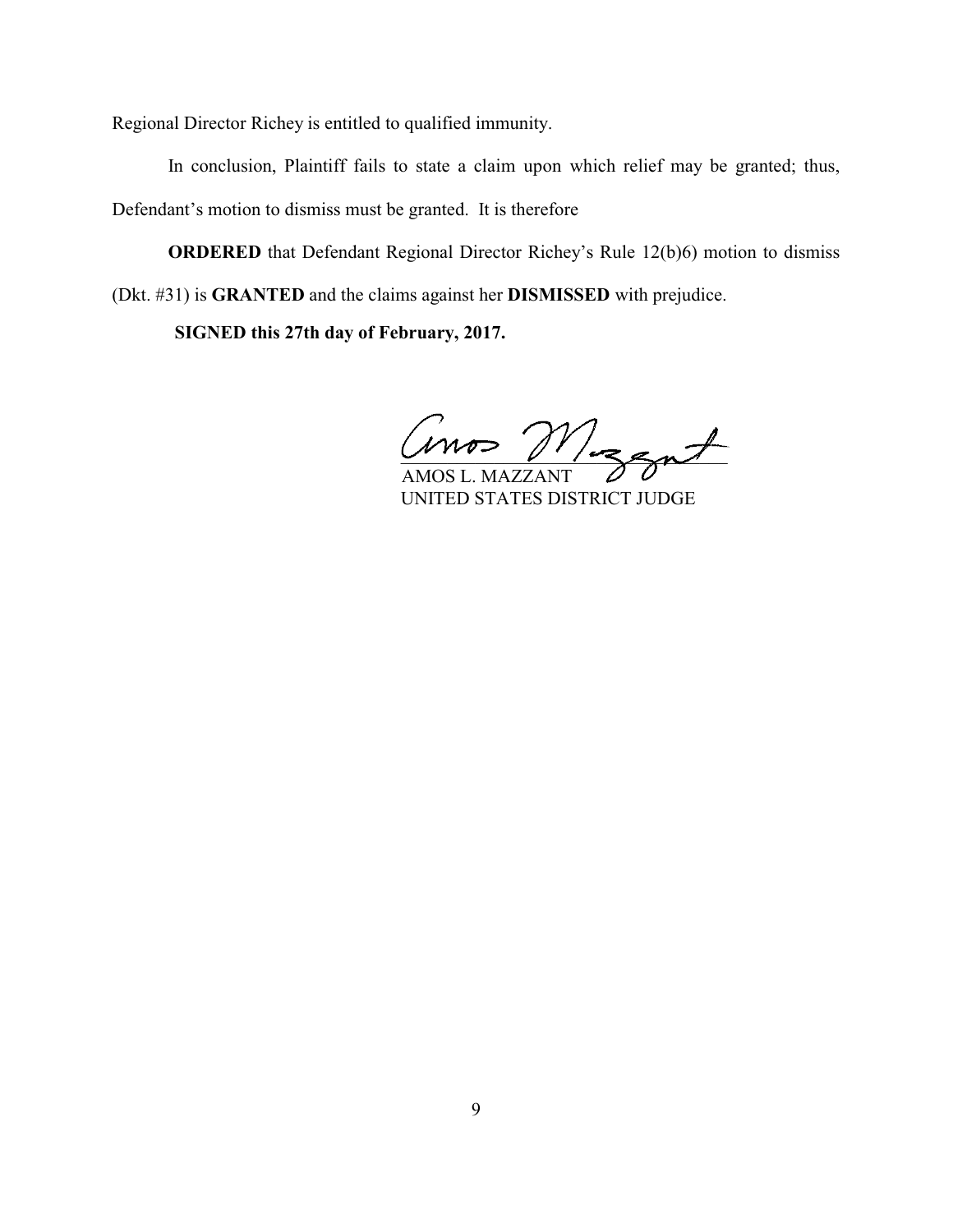Regional Director Richey is entitled to qualified immunity.

In conclusion, Plaintiff fails to state a claim upon which relief may be granted; thus, Defendant's motion to dismiss must be granted. It is therefore

**ORDERED** that Defendant Regional Director Richey's Rule 12(b)6) motion to dismiss (Dkt. #31) is **GRANTED** and the claims against her **DISMISSED** with prejudice.

**SIGNED this 27th day of February, 2017.**

AMOS L. MAZZANT
UNITED STATES DISTRICT JUDGE